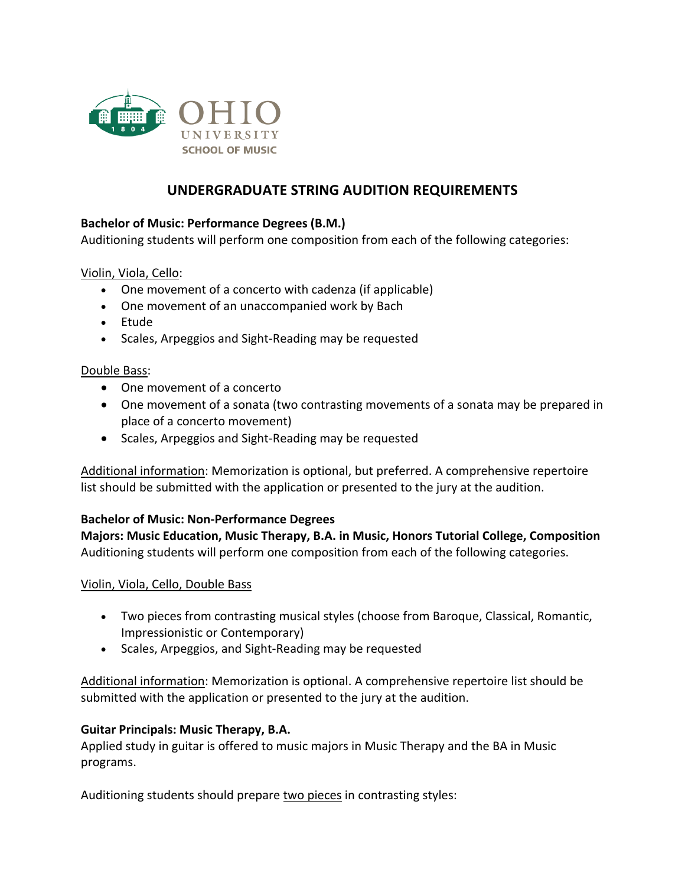OHIO UNIVERSITY SCHOOL OF MUSIC

# UNDERGRADUATE STRING AUDITION REQUIREMENTS

**Bachelor of Music: Performance Degrees (B.M.)**
Auditioning students will perform one composition from each of the following categories:

<u>Violin, Viola, Cello</u>:

- One movement of a concerto with cadenza (if applicable)
- One movement of an unaccompanied work by Bach
- Etude
- Scales, Arpeggios and Sight-Reading may be requested

<u>Double Bass</u>:

- One movement of a concerto
- One movement of a sonata (two contrasting movements of a sonata may be prepared in place of a concerto movement)
- Scales, Arpeggios and Sight-Reading may be requested

<u>Additional information</u>: Memorization is optional, but preferred. A comprehensive repertoire list should be submitted with the application or presented to the jury at the audition.

**Bachelor of Music: Non-Performance Degrees**
**Majors: Music Education, Music Therapy, B.A. in Music, Honors Tutorial College, Composition**
Auditioning students will perform one composition from each of the following categories.

<u>Violin, Viola, Cello, Double Bass</u>

- Two pieces from contrasting musical styles (choose from Baroque, Classical, Romantic, Impressionistic or Contemporary)
- Scales, Arpeggios, and Sight-Reading may be requested

<u>Additional information</u>: Memorization is optional. A comprehensive repertoire list should be submitted with the application or presented to the jury at the audition.

**Guitar Principals: Music Therapy, B.A.**
Applied study in guitar is offered to music majors in Music Therapy and the BA in Music programs.

Auditioning students should prepare <u>two pieces</u> in contrasting styles: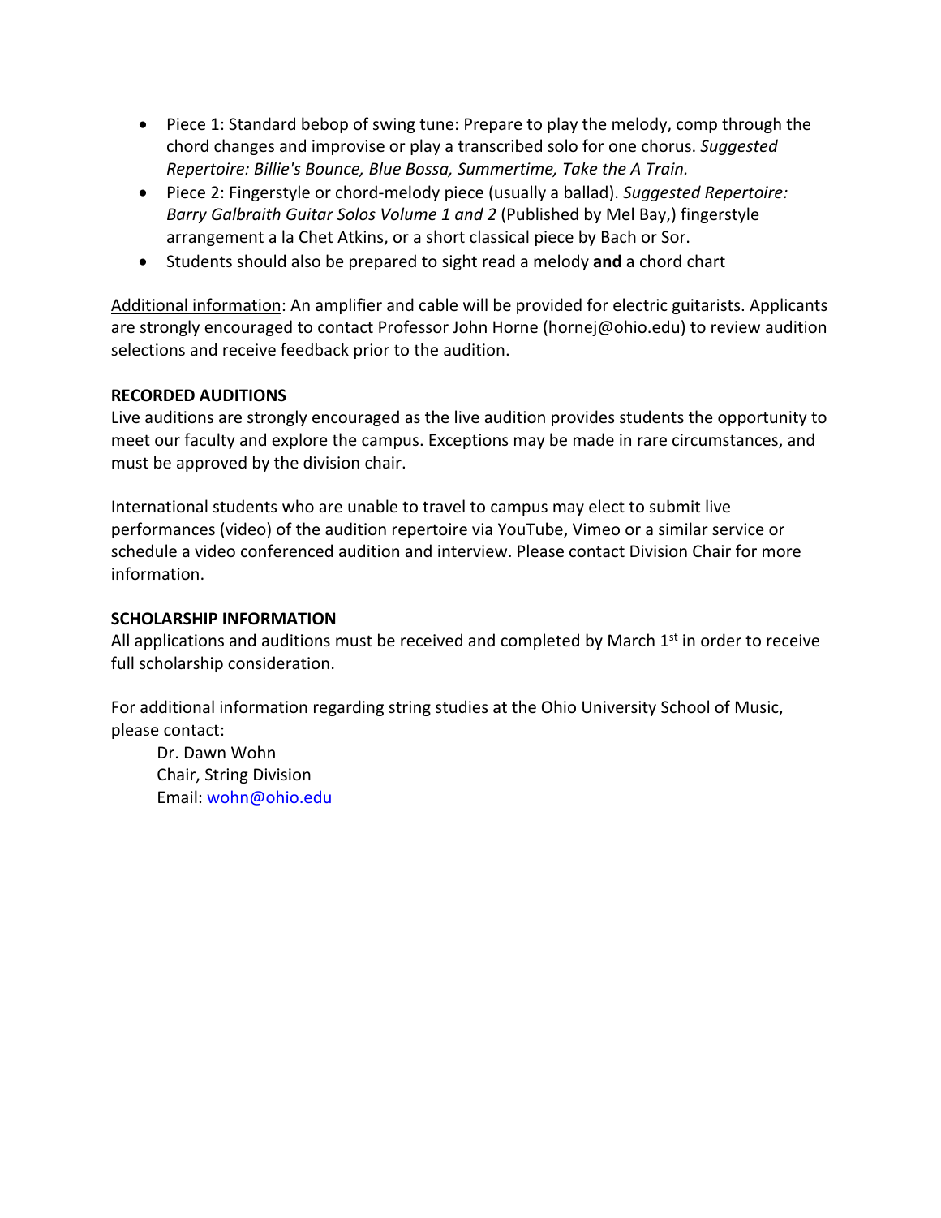- Piece 1: Standard bebop of swing tune: Prepare to play the melody, comp through the chord changes and improvise or play a transcribed solo for one chorus. *Suggested Repertoire: Billie's Bounce, Blue Bossa, Summertime, Take the A Train.*
- Piece 2: Fingerstyle or chord-melody piece (usually a ballad). *Suggested Repertoire: Barry Galbraith Guitar Solos Volume 1 and 2* (Published by Mel Bay,) fingerstyle arrangement a la Chet Atkins, or a short classical piece by Bach or Sor.
- Students should also be prepared to sight read a melody **and** a chord chart

Additional information: An amplifier and cable will be provided for electric guitarists. Applicants are strongly encouraged to contact Professor John Horne (hornej@ohio.edu) to review audition selections and receive feedback prior to the audition.

**RECORDED AUDITIONS**

Live auditions are strongly encouraged as the live audition provides students the opportunity to meet our faculty and explore the campus. Exceptions may be made in rare circumstances, and must be approved by the division chair.

International students who are unable to travel to campus may elect to submit live performances (video) of the audition repertoire via YouTube, Vimeo or a similar service or schedule a video conferenced audition and interview. Please contact Division Chair for more information.

**SCHOLARSHIP INFORMATION**

All applications and auditions must be received and completed by March 1st in order to receive full scholarship consideration.

For additional information regarding string studies at the Ohio University School of Music, please contact:

Dr. Dawn Wohn
Chair, String Division
Email: wohn@ohio.edu